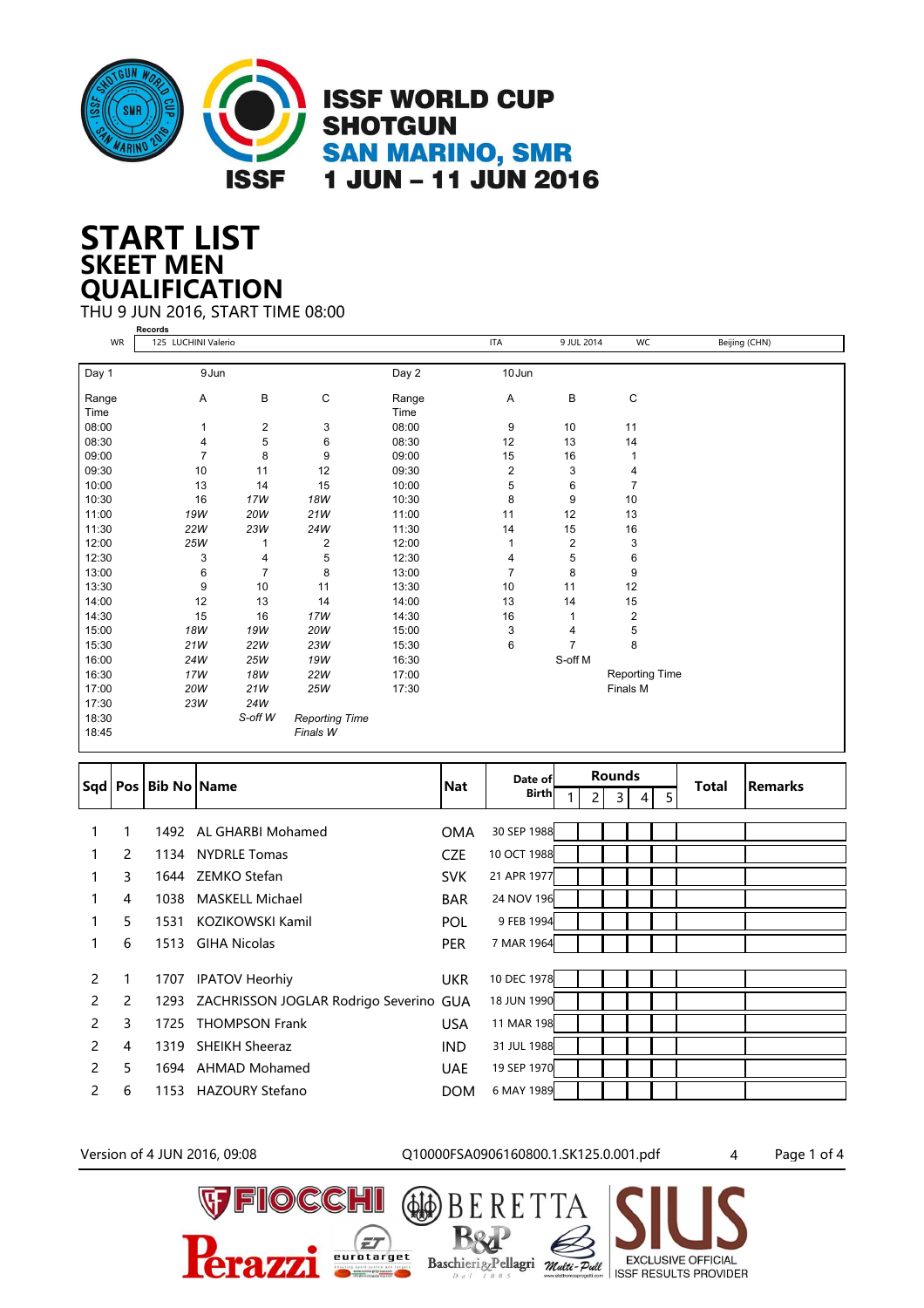# ISSF WORLD CUP SHOTGUN
## SAN MARINO, SMR
## 1 JUN – 11 JUN 2016

# START LIST
## SKEET MEN
## QUALIFICATION
THU 9 JUN 2016, START TIME 08:00

**Records**

| | | | | | | |
|---|---|---|---|---|---|---|
| WR | 125 LUCHINI Valerio | ITA | 9 JUL 2014 | WC | Beijing (CHN) |

| Day 1 | 9 Jun | | | Day 2 | 10 Jun | | |
|---|---|---|---|---|---|---|---|
| Range Time | A | B | C | Range Time | A | B | C |
| 08:00 | 1 | 2 | 3 | 08:00 | 9 | 10 | 11 |
| 08:30 | 4 | 5 | 6 | 08:30 | 12 | 13 | 14 |
| 09:00 | 7 | 8 | 9 | 09:00 | 15 | 16 | 1 |
| 09:30 | 10 | 11 | 12 | 09:30 | 2 | 3 | 4 |
| 10:00 | 13 | 14 | 15 | 10:00 | 5 | 6 | 7 |
| 10:30 | 16 | *17W* | *18W* | 10:30 | 8 | 9 | 10 |
| 11:00 | *19W* | *20W* | *21W* | 11:00 | 11 | 12 | 13 |
| 11:30 | *22W* | *23W* | *24W* | 11:30 | 14 | 15 | 16 |
| 12:00 | *25W* | 1 | 2 | 12:00 | 1 | 2 | 3 |
| 12:30 | 3 | 4 | 5 | 12:30 | 4 | 5 | 6 |
| 13:00 | 6 | 7 | 8 | 13:00 | 7 | 8 | 9 |
| 13:30 | 9 | 10 | 11 | 13:30 | 10 | 11 | 12 |
| 14:00 | 12 | 13 | 14 | 14:00 | 13 | 14 | 15 |
| 14:30 | 15 | 16 | *17W* | 14:30 | 16 | 1 | 2 |
| 15:00 | *18W* | *19W* | *20W* | 15:00 | 3 | 4 | 5 |
| 15:30 | *21W* | *22W* | *23W* | 15:30 | 6 | 7 | 8 |
| 16:00 | *24W* | *25W* | *19W* | 16:30 | | S-off M | |
| 16:30 | *17W* | *18W* | *22W* | 17:00 | | | Reporting Time |
| 17:00 | *20W* | *21W* | *25W* | 17:30 | | | Finals M |
| 17:30 | *23W* | *24W* | | | | | |
| 18:30 | | *S-off W* | *Reporting Time* | | | | |
| 18:45 | | | *Finals W* | | | | |

| Sqd | Pos | Bib No | Name | Nat | Date of Birth | Rounds 1 | 2 | 3 | 4 | 5 | Total | Remarks |
|---|---|---|---|---|---|---|---|---|---|---|---|---|
| 1 | 1 | 1492 | AL GHARBI Mohamed | OMA | 30 SEP 1988 | | | | | | | |
| 1 | 2 | 1134 | NYDRLE Tomas | CZE | 10 OCT 1988 | | | | | | | |
| 1 | 3 | 1644 | ZEMKO Stefan | SVK | 21 APR 1977 | | | | | | | |
| 1 | 4 | 1038 | MASKELL Michael | BAR | 24 NOV 196 | | | | | | | |
| 1 | 5 | 1531 | KOZIKOWSKI Kamil | POL | 9 FEB 1994 | | | | | | | |
| 1 | 6 | 1513 | GIHA Nicolas | PER | 7 MAR 1964 | | | | | | | |
| 2 | 1 | 1707 | IPATOV Heorhiy | UKR | 10 DEC 1978 | | | | | | | |
| 2 | 2 | 1293 | ZACHRISSON JOGLAR Rodrigo Severino | GUA | 18 JUN 1990 | | | | | | | |
| 2 | 3 | 1725 | THOMPSON Frank | USA | 11 MAR 198 | | | | | | | |
| 2 | 4 | 1319 | SHEIKH Sheeraz | IND | 31 JUL 1988 | | | | | | | |
| 2 | 5 | 1694 | AHMAD Mohamed | UAE | 19 SEP 1970 | | | | | | | |
| 2 | 6 | 1153 | HAZOURY Stefano | DOM | 6 MAY 1989 | | | | | | | |

Version of 4 JUN 2016, 09:08 Q10000FSA0906160800.1.SK125.0.001.pdf 4

EXCLUSIVE OFFICIAL ISSF RESULTS PROVIDER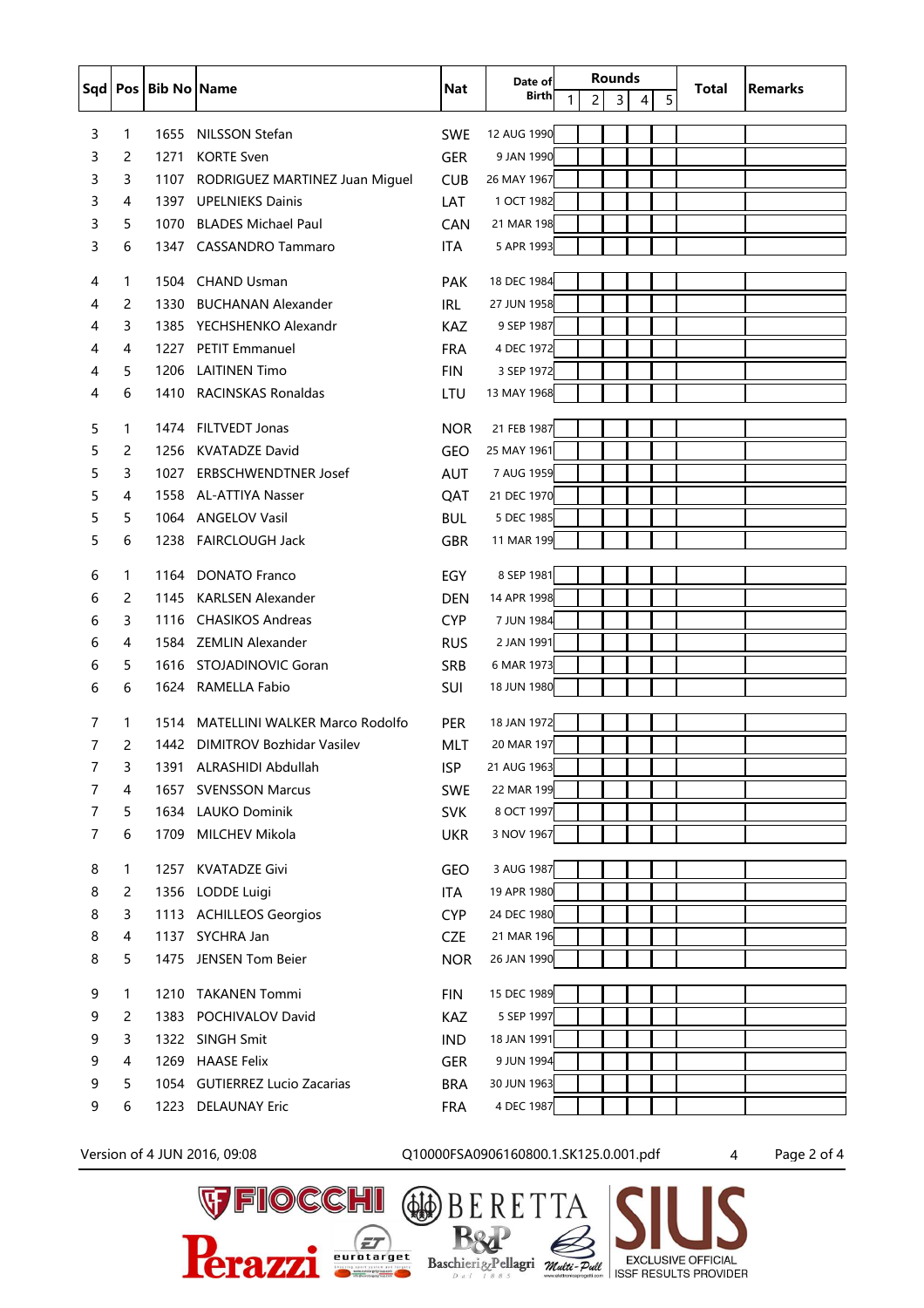| Sqd | Pos | Bib No | Name | Nat | Date of Birth | Rounds | | | | | Total | Remarks |
|---|---|---|---|---|---|---|---|---|---|---|---|---|
| | | | | | | 1 | 2 | 3 | 4 | 5 | | |
| 3 | 1 | 1655 | NILSSON Stefan | SWE | 12 AUG 1990 | | | | | | | |
| 3 | 2 | 1271 | KORTE Sven | GER | 9 JAN 1990 | | | | | | | |
| 3 | 3 | 1107 | RODRIGUEZ MARTINEZ Juan Miguel | CUB | 26 MAY 1967 | | | | | | | |
| 3 | 4 | 1397 | UPELNIEKS Dainis | LAT | 1 OCT 1982 | | | | | | | |
| 3 | 5 | 1070 | BLADES Michael Paul | CAN | 21 MAR 198 | | | | | | | |
| 3 | 6 | 1347 | CASSANDRO Tammaro | ITA | 5 APR 1993 | | | | | | | |
| 4 | 1 | 1504 | CHAND Usman | PAK | 18 DEC 1984 | | | | | | | |
| 4 | 2 | 1330 | BUCHANAN Alexander | IRL | 27 JUN 1958 | | | | | | | |
| 4 | 3 | 1385 | YECHSHENKO Alexandr | KAZ | 9 SEP 1987 | | | | | | | |
| 4 | 4 | 1227 | PETIT Emmanuel | FRA | 4 DEC 1972 | | | | | | | |
| 4 | 5 | 1206 | LAITINEN Timo | FIN | 3 SEP 1972 | | | | | | | |
| 4 | 6 | 1410 | RACINSKAS Ronaldas | LTU | 13 MAY 1968 | | | | | | | |
| 5 | 1 | 1474 | FILTVEDT Jonas | NOR | 21 FEB 1987 | | | | | | | |
| 5 | 2 | 1256 | KVATADZE David | GEO | 25 MAY 1961 | | | | | | | |
| 5 | 3 | 1027 | ERBSCHWENDTNER Josef | AUT | 7 AUG 1959 | | | | | | | |
| 5 | 4 | 1558 | AL-ATTIYA Nasser | QAT | 21 DEC 1970 | | | | | | | |
| 5 | 5 | 1064 | ANGELOV Vasil | BUL | 5 DEC 1985 | | | | | | | |
| 5 | 6 | 1238 | FAIRCLOUGH Jack | GBR | 11 MAR 199 | | | | | | | |
| 6 | 1 | 1164 | DONATO Franco | EGY | 8 SEP 1981 | | | | | | | |
| 6 | 2 | 1145 | KARLSEN Alexander | DEN | 14 APR 1998 | | | | | | | |
| 6 | 3 | 1116 | CHASIKOS Andreas | CYP | 7 JUN 1984 | | | | | | | |
| 6 | 4 | 1584 | ZEMLIN Alexander | RUS | 2 JAN 1991 | | | | | | | |
| 6 | 5 | 1616 | STOJADINOVIC Goran | SRB | 6 MAR 1973 | | | | | | | |
| 6 | 6 | 1624 | RAMELLA Fabio | SUI | 18 JUN 1980 | | | | | | | |
| 7 | 1 | 1514 | MATELLINI WALKER Marco Rodolfo | PER | 18 JAN 1972 | | | | | | | |
| 7 | 2 | 1442 | DIMITROV Bozhidar Vasilev | MLT | 20 MAR 197 | | | | | | | |
| 7 | 3 | 1391 | ALRASHIDI Abdullah | ISP | 21 AUG 1963 | | | | | | | |
| 7 | 4 | 1657 | SVENSSON Marcus | SWE | 22 MAR 199 | | | | | | | |
| 7 | 5 | 1634 | LAUKO Dominik | SVK | 8 OCT 1997 | | | | | | | |
| 7 | 6 | 1709 | MILCHEV Mikola | UKR | 3 NOV 1967 | | | | | | | |
| 8 | 1 | 1257 | KVATADZE Givi | GEO | 3 AUG 1987 | | | | | | | |
| 8 | 2 | 1356 | LODDE Luigi | ITA | 19 APR 1980 | | | | | | | |
| 8 | 3 | 1113 | ACHILLEOS Georgios | CYP | 24 DEC 1980 | | | | | | | |
| 8 | 4 | 1137 | SYCHRA Jan | CZE | 21 MAR 196 | | | | | | | |
| 8 | 5 | 1475 | JENSEN Tom Beier | NOR | 26 JAN 1990 | | | | | | | |
| 9 | 1 | 1210 | TAKANEN Tommi | FIN | 15 DEC 1989 | | | | | | | |
| 9 | 2 | 1383 | POCHIVALOV David | KAZ | 5 SEP 1997 | | | | | | | |
| 9 | 3 | 1322 | SINGH Smit | IND | 18 JAN 1991 | | | | | | | |
| 9 | 4 | 1269 | HAASE Felix | GER | 9 JUN 1994 | | | | | | | |
| 9 | 5 | 1054 | GUTIERREZ Lucio Zacarias | BRA | 30 JUN 1963 | | | | | | | |
| 9 | 6 | 1223 | DELAUNAY Eric | FRA | 4 DEC 1987 | | | | | | | |

Version of 4 JUN 2016, 09:08 Q10000FSA0906160800.1.SK125.0.001.pdf 4

FIOCCHI BERETTA SIUS EXCLUSIVE OFFICIAL ISSF RESULTS PROVIDER Perazzi eurotarget B&P Baschieri & Pellagri Multi-Pull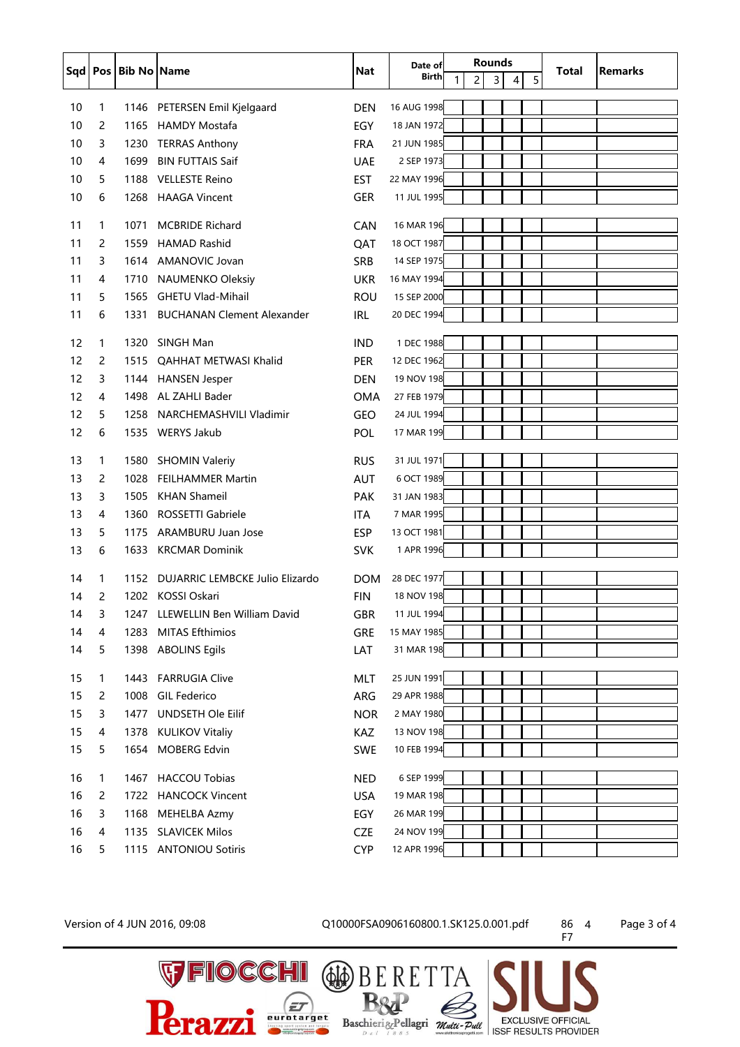| Sqd | Pos | Bib No | Name | Nat | Date of Birth | Rounds 1 | 2 | 3 | 4 | 5 | Total | Remarks |
|---|---|---|---|---|---|---|---|---|---|---|---|---|
| 10 | 1 | 1146 | PETERSEN Emil Kjelgaard | DEN | 16 AUG 1998 | | | | | | | |
| 10 | 2 | 1165 | HAMDY Mostafa | EGY | 18 JAN 1972 | | | | | | | |
| 10 | 3 | 1230 | TERRAS Anthony | FRA | 21 JUN 1985 | | | | | | | |
| 10 | 4 | 1699 | BIN FUTTAIS Saif | UAE | 2 SEP 1973 | | | | | | | |
| 10 | 5 | 1188 | VELLESTE Reino | EST | 22 MAY 1996 | | | | | | | |
| 10 | 6 | 1268 | HAAGA Vincent | GER | 11 JUL 1995 | | | | | | | |
| 11 | 1 | 1071 | MCBRIDE Richard | CAN | 16 MAR 196 | | | | | | | |
| 11 | 2 | 1559 | HAMAD Rashid | QAT | 18 OCT 1987 | | | | | | | |
| 11 | 3 | 1614 | AMANOVIC Jovan | SRB | 14 SEP 1975 | | | | | | | |
| 11 | 4 | 1710 | NAUMENKO Oleksiy | UKR | 16 MAY 1994 | | | | | | | |
| 11 | 5 | 1565 | GHETU Vlad-Mihail | ROU | 15 SEP 2000 | | | | | | | |
| 11 | 6 | 1331 | BUCHANAN Clement Alexander | IRL | 20 DEC 1994 | | | | | | | |
| 12 | 1 | 1320 | SINGH Man | IND | 1 DEC 1988 | | | | | | | |
| 12 | 2 | 1515 | QAHHAT METWASI Khalid | PER | 12 DEC 1962 | | | | | | | |
| 12 | 3 | 1144 | HANSEN Jesper | DEN | 19 NOV 198 | | | | | | | |
| 12 | 4 | 1498 | AL ZAHLI Bader | OMA | 27 FEB 1979 | | | | | | | |
| 12 | 5 | 1258 | NARCHEMASHVILI Vladimir | GEO | 24 JUL 1994 | | | | | | | |
| 12 | 6 | 1535 | WERYS Jakub | POL | 17 MAR 199 | | | | | | | |
| 13 | 1 | 1580 | SHOMIN Valeriy | RUS | 31 JUL 1971 | | | | | | | |
| 13 | 2 | 1028 | FEILHAMMER Martin | AUT | 6 OCT 1989 | | | | | | | |
| 13 | 3 | 1505 | KHAN Shameil | PAK | 31 JAN 1983 | | | | | | | |
| 13 | 4 | 1360 | ROSSETTI Gabriele | ITA | 7 MAR 1995 | | | | | | | |
| 13 | 5 | 1175 | ARAMBURU Juan Jose | ESP | 13 OCT 1981 | | | | | | | |
| 13 | 6 | 1633 | KRCMAR Dominik | SVK | 1 APR 1996 | | | | | | | |
| 14 | 1 | 1152 | DUJARRIC LEMBCKE Julio Elizardo | DOM | 28 DEC 1977 | | | | | | | |
| 14 | 2 | 1202 | KOSSI Oskari | FIN | 18 NOV 198 | | | | | | | |
| 14 | 3 | 1247 | LLEWELLIN Ben William David | GBR | 11 JUL 1994 | | | | | | | |
| 14 | 4 | 1283 | MITAS Efthimios | GRE | 15 MAY 1985 | | | | | | | |
| 14 | 5 | 1398 | ABOLINS Egils | LAT | 31 MAR 198 | | | | | | | |
| 15 | 1 | 1443 | FARRUGIA Clive | MLT | 25 JUN 1991 | | | | | | | |
| 15 | 2 | 1008 | GIL Federico | ARG | 29 APR 1988 | | | | | | | |
| 15 | 3 | 1477 | UNDSETH Ole Eilif | NOR | 2 MAY 1980 | | | | | | | |
| 15 | 4 | 1378 | KULIKOV Vitaliy | KAZ | 13 NOV 198 | | | | | | | |
| 15 | 5 | 1654 | MOBERG Edvin | SWE | 10 FEB 1994 | | | | | | | |
| 16 | 1 | 1467 | HACCOU Tobias | NED | 6 SEP 1999 | | | | | | | |
| 16 | 2 | 1722 | HANCOCK Vincent | USA | 19 MAR 198 | | | | | | | |
| 16 | 3 | 1168 | MEHELBA Azmy | EGY | 26 MAR 199 | | | | | | | |
| 16 | 4 | 1135 | SLAVICEK Milos | CZE | 24 NOV 199 | | | | | | | |
| 16 | 5 | 1115 | ANTONIOU Sotiris | CYP | 12 APR 1996 | | | | | | | |

Version of 4 JUN 2016, 09:08 Q10000FSA0906160800.1.SK125.0.001.pdf 86 4 F7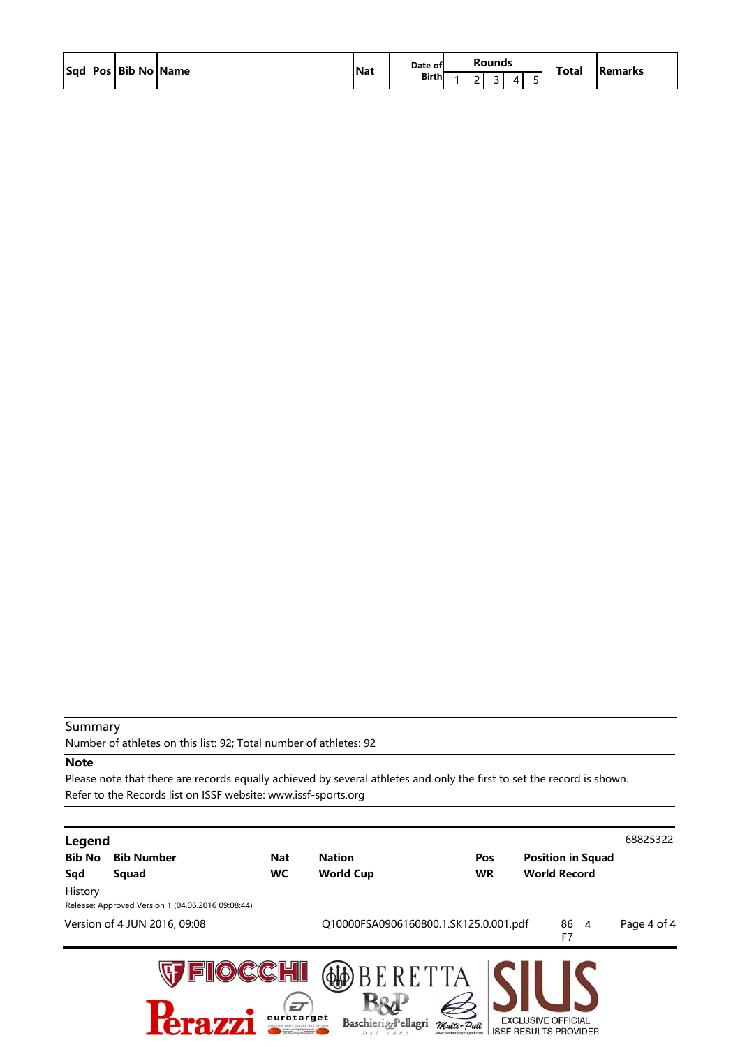| Sqd | Pos | Bib No | Name | Nat | Date of Birth | Rounds | | | | | Total | Remarks |
|---|---|---|---|---|---|---|---|---|---|---|---|---|
| | | | | | | 1 | 2 | 3 | 4 | 5 | | |

Summary

Number of athletes on this list: 92; Total number of athletes: 92

**Note**

Please note that there are records equally achieved by several athletes and only the first to set the record is shown.
Refer to the Records list on ISSF website: www.issf-sports.org

## Legend

68825322

| | | | | | |
|---|---|---|---|---|---|
| **Bib No** | **Bib Number** | **Nat** | **Nation** | **Pos** | **Position in Squad** |
| **Sqd** | **Squad** | **WC** | **World Cup** | **WR** | **World Record** |

History

Release: Approved Version 1 (04.06.2016 09:08:44)

Version of 4 JUN 2016, 09:08

Q10000FSA0906160800.1.SK125.0.001.pdf

86 4
F7

FIOCCHI BERETTA Perazzi eurotarget B&P Baschieri & Pellagri Multi-Pull SIUS EXCLUSIVE OFFICIAL ISSF RESULTS PROVIDER